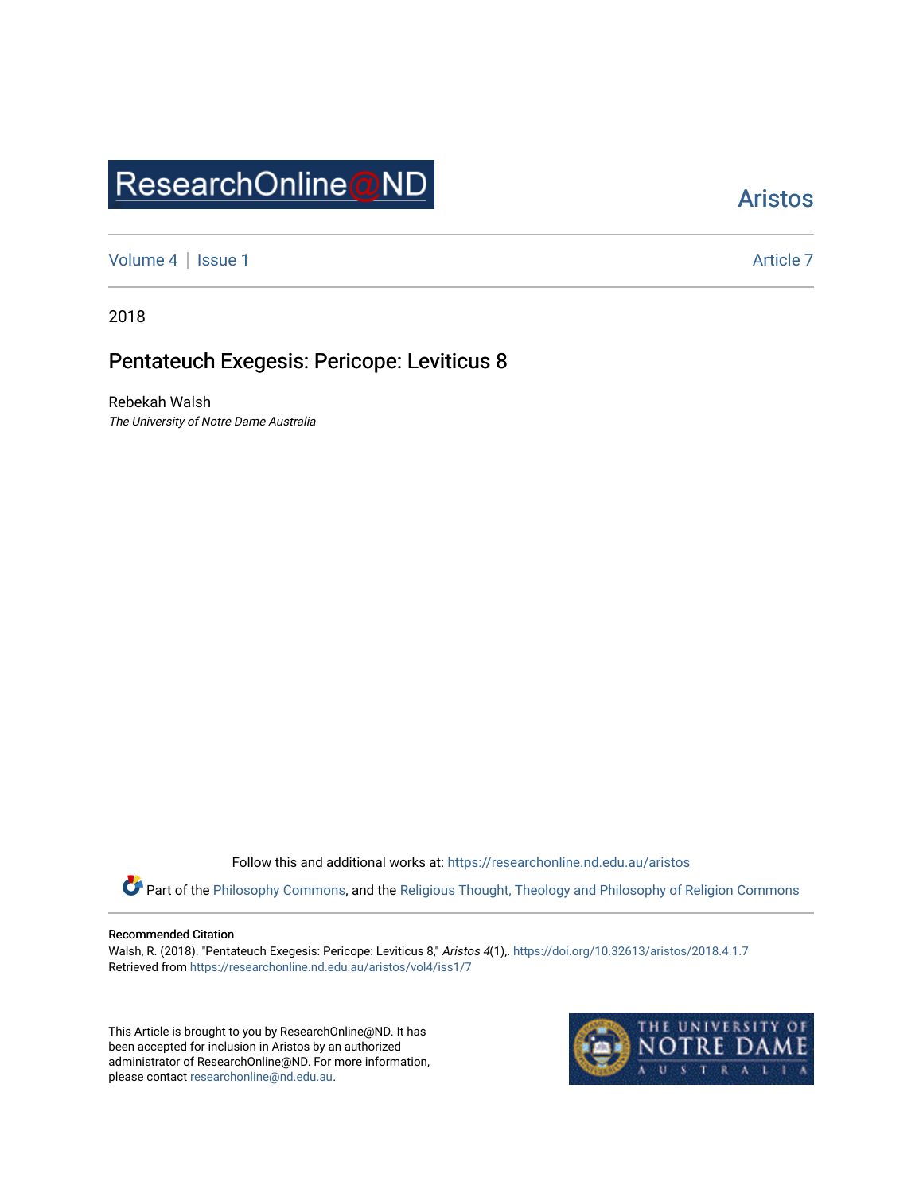ResearchOnline@ND

Aristos

Volume 4 | Issue 1 Article 7

2018

# Pentateuch Exegesis: Pericope: Leviticus 8

Rebekah Walsh
*The University of Notre Dame Australia*

Follow this and additional works at: https://researchonline.nd.edu.au/aristos

Part of the Philosophy Commons, and the Religious Thought, Theology and Philosophy of Religion Commons

**Recommended Citation**
Walsh, R. (2018). "Pentateuch Exegesis: Pericope: Leviticus 8," *Aristos 4*(1),. https://doi.org/10.32613/aristos/2018.4.1.7
Retrieved from https://researchonline.nd.edu.au/aristos/vol4/iss1/7

This Article is brought to you by ResearchOnline@ND. It has been accepted for inclusion in Aristos by an authorized administrator of ResearchOnline@ND. For more information, please contact researchonline@nd.edu.au.

THE UNIVERSITY OF NOTRE DAME AUSTRALIA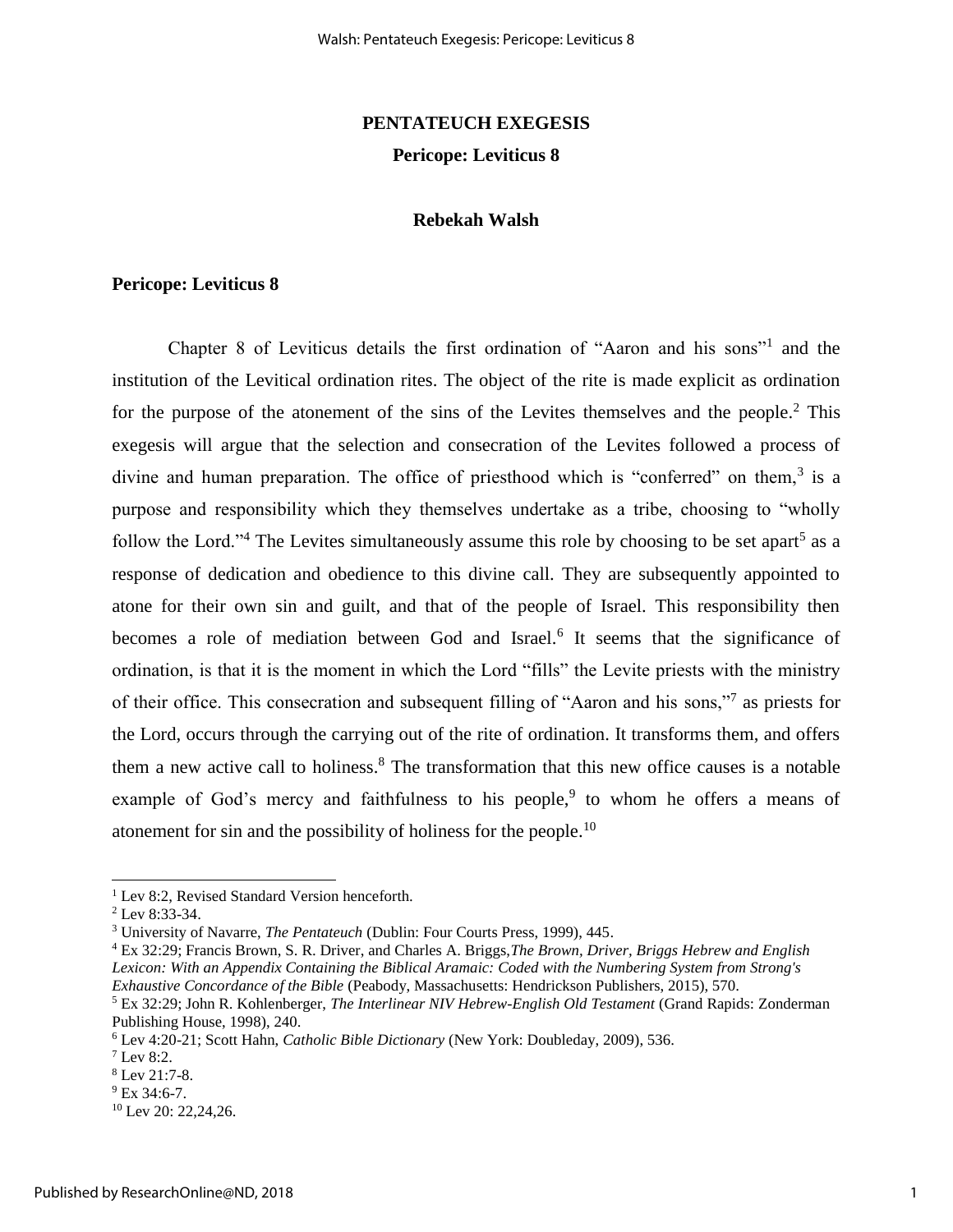# PENTATEUCH EXEGESIS

## Pericope: Leviticus 8

**Rebekah Walsh**

### Pericope: Leviticus 8

Chapter 8 of Leviticus details the first ordination of "Aaron and his sons"[1] and the institution of the Levitical ordination rites. The object of the rite is made explicit as ordination for the purpose of the atonement of the sins of the Levites themselves and the people.[2] This exegesis will argue that the selection and consecration of the Levites followed a process of divine and human preparation. The office of priesthood which is "conferred" on them,[3] is a purpose and responsibility which they themselves undertake as a tribe, choosing to "wholly follow the Lord."[4] The Levites simultaneously assume this role by choosing to be set apart[5] as a response of dedication and obedience to this divine call. They are subsequently appointed to atone for their own sin and guilt, and that of the people of Israel. This responsibility then becomes a role of mediation between God and Israel.[6] It seems that the significance of ordination, is that it is the moment in which the Lord "fills" the Levite priests with the ministry of their office. This consecration and subsequent filling of "Aaron and his sons,"[7] as priests for the Lord, occurs through the carrying out of the rite of ordination. It transforms them, and offers them a new active call to holiness.[8] The transformation that this new office causes is a notable example of God's mercy and faithfulness to his people,[9] to whom he offers a means of atonement for sin and the possibility of holiness for the people.[10]

---

[1] Lev 8:2, Revised Standard Version henceforth.

[2] Lev 8:33-34.

[3] University of Navarre, *The Pentateuch* (Dublin: Four Courts Press, 1999), 445.

[4] Ex 32:29; Francis Brown, S. R. Driver, and Charles A. Briggs,*The Brown, Driver, Briggs Hebrew and English Lexicon: With an Appendix Containing the Biblical Aramaic: Coded with the Numbering System from Strong's Exhaustive Concordance of the Bible* (Peabody, Massachusetts: Hendrickson Publishers, 2015), 570.

[5] Ex 32:29; John R. Kohlenberger, *The Interlinear NIV Hebrew-English Old Testament* (Grand Rapids: Zonderman Publishing House, 1998), 240.

[6] Lev 4:20-21; Scott Hahn, *Catholic Bible Dictionary* (New York: Doubleday, 2009), 536.

[7] Lev 8:2.

[8] Lev 21:7-8.

[9] Ex 34:6-7.

[10] Lev 20: 22,24,26.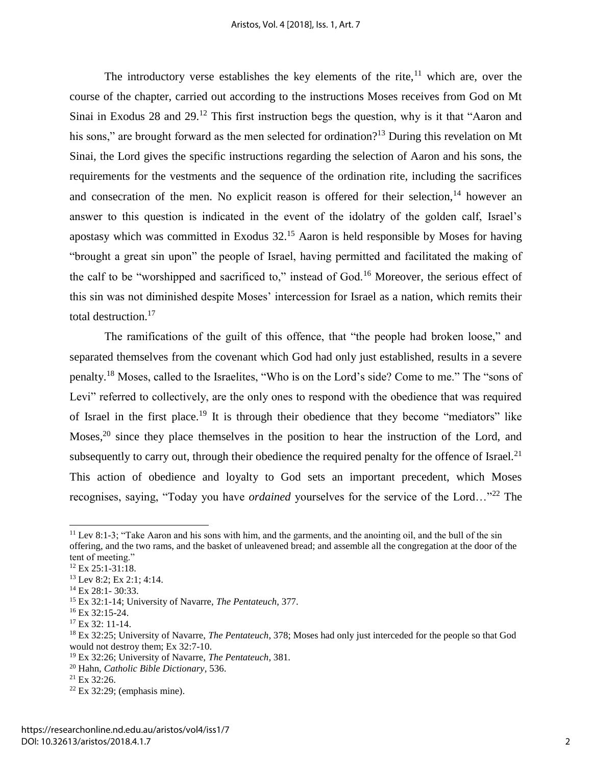The introductory verse establishes the key elements of the rite,[11] which are, over the course of the chapter, carried out according to the instructions Moses receives from God on Mt Sinai in Exodus 28 and 29.[12] This first instruction begs the question, why is it that "Aaron and his sons," are brought forward as the men selected for ordination?[13] During this revelation on Mt Sinai, the Lord gives the specific instructions regarding the selection of Aaron and his sons, the requirements for the vestments and the sequence of the ordination rite, including the sacrifices and consecration of the men. No explicit reason is offered for their selection,[14] however an answer to this question is indicated in the event of the idolatry of the golden calf, Israel's apostasy which was committed in Exodus 32.[15] Aaron is held responsible by Moses for having "brought a great sin upon" the people of Israel, having permitted and facilitated the making of the calf to be "worshipped and sacrificed to," instead of God.[16] Moreover, the serious effect of this sin was not diminished despite Moses' intercession for Israel as a nation, which remits their total destruction.[17]

The ramifications of the guilt of this offence, that "the people had broken loose," and separated themselves from the covenant which God had only just established, results in a severe penalty.[18] Moses, called to the Israelites, "Who is on the Lord's side? Come to me." The "sons of Levi" referred to collectively, are the only ones to respond with the obedience that was required of Israel in the first place.[19] It is through their obedience that they become "mediators" like Moses,[20] since they place themselves in the position to hear the instruction of the Lord, and subsequently to carry out, through their obedience the required penalty for the offence of Israel.[21] This action of obedience and loyalty to God sets an important precedent, which Moses recognises, saying, "Today you have *ordained* yourselves for the service of the Lord…"[22] The

---

[11] Lev 8:1-3; "Take Aaron and his sons with him, and the garments, and the anointing oil, and the bull of the sin offering, and the two rams, and the basket of unleavened bread; and assemble all the congregation at the door of the tent of meeting."

[12] Ex 25:1-31:18.

[13] Lev 8:2; Ex 2:1; 4:14.

[14] Ex 28:1- 30:33.

[15] Ex 32:1-14; University of Navarre, *The Pentateuch*, 377.

[16] Ex 32:15-24.

[17] Ex 32: 11-14.

[18] Ex 32:25; University of Navarre, *The Pentateuch*, 378; Moses had only just interceded for the people so that God would not destroy them; Ex 32:7-10.

[19] Ex 32:26; University of Navarre, *The Pentateuch*, 381.

[20] Hahn, *Catholic Bible Dictionary*, 536.

[21] Ex 32:26.

[22] Ex 32:29; (emphasis mine).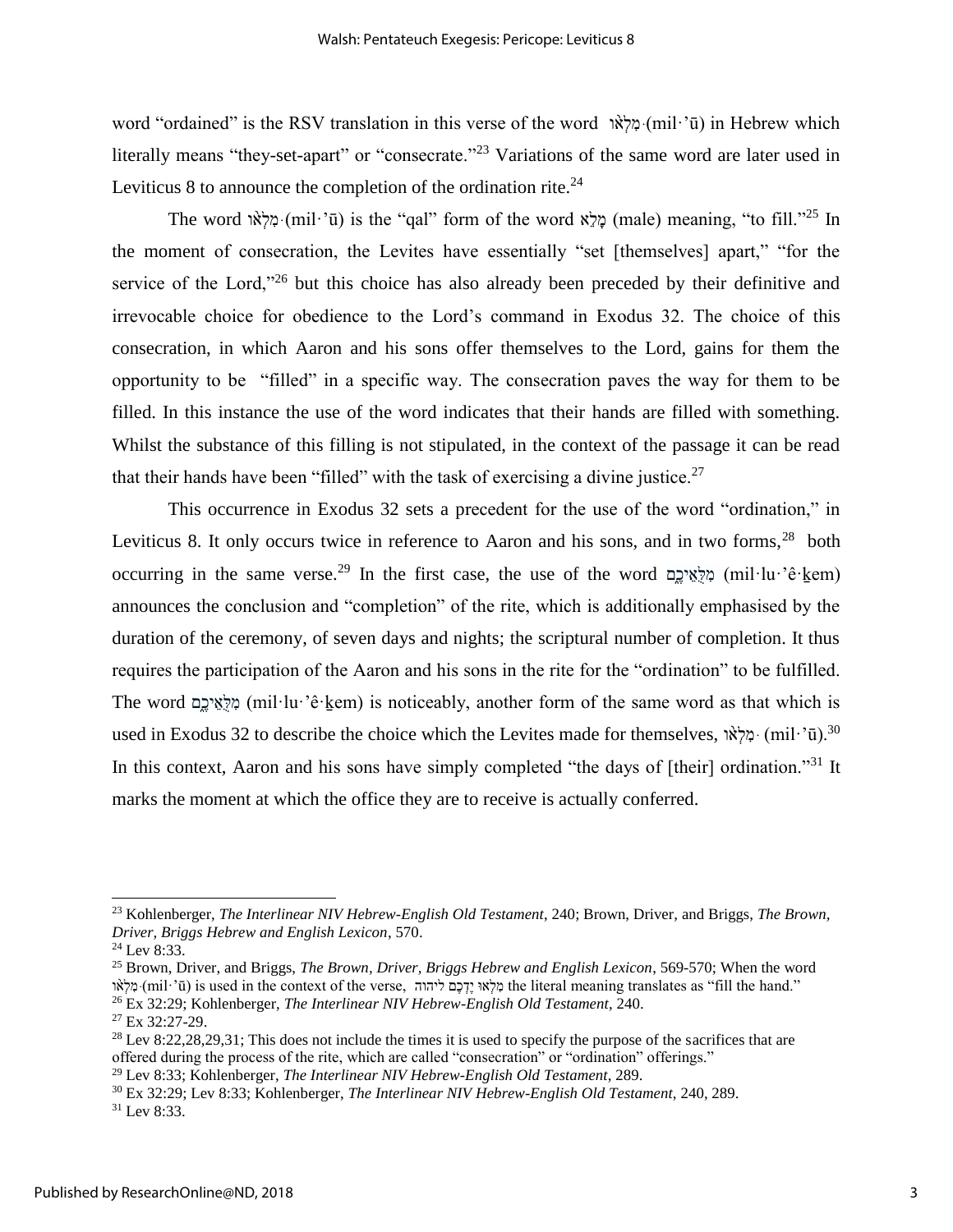word "ordained" is the RSV translation in this verse of the word מִלְא֨וּ·(mil·'ū) in Hebrew which literally means "they-set-apart" or "consecrate."[23] Variations of the same word are later used in Leviticus 8 to announce the completion of the ordination rite.[24]

The word מִלְא֨וּ·(mil·'ū) is the "qal" form of the word מָלֵא (male) meaning, "to fill."[25] In the moment of consecration, the Levites have essentially "set [themselves] apart," "for the service of the Lord,"[26] but this choice has also already been preceded by their definitive and irrevocable choice for obedience to the Lord's command in Exodus 32. The choice of this consecration, in which Aaron and his sons offer themselves to the Lord, gains for them the opportunity to be "filled" in a specific way. The consecration paves the way for them to be filled. In this instance the use of the word indicates that their hands are filled with something. Whilst the substance of this filling is not stipulated, in the context of the passage it can be read that their hands have been "filled" with the task of exercising a divine justice.[27]

This occurrence in Exodus 32 sets a precedent for the use of the word "ordination," in Leviticus 8. It only occurs twice in reference to Aaron and his sons, and in two forms,[28] both occurring in the same verse.[29] In the first case, the use of the word מִלֻּאֵיכֶם (mil·lu·'ê·ḵem) announces the conclusion and "completion" of the rite, which is additionally emphasised by the duration of the ceremony, of seven days and nights; the scriptural number of completion. It thus requires the participation of the Aaron and his sons in the rite for the "ordination" to be fulfilled. The word מִלֻּאֵיכֶם (mil·lu·'ê·ḵem) is noticeably, another form of the same word as that which is used in Exodus 32 to describe the choice which the Levites made for themselves, מִלְא֨וּ· (mil·'ū).[30] In this context, Aaron and his sons have simply completed "the days of [their] ordination."[31] It marks the moment at which the office they are to receive is actually conferred.

---

[23] Kohlenberger, *The Interlinear NIV Hebrew-English Old Testament*, 240; Brown, Driver, and Briggs, *The Brown, Driver, Briggs Hebrew and English Lexicon*, 570.

[24] Lev 8:33.

[25] Brown, Driver, and Briggs, *The Brown, Driver, Briggs Hebrew and English Lexicon*, 569-570; When the word מִלְא֨וּ·(mil·'ū) is used in the context of the verse, מִלְאוּ יֶדְכֶם ליהוה the literal meaning translates as "fill the hand."

[26] Ex 32:29; Kohlenberger, *The Interlinear NIV Hebrew-English Old Testament*, 240.

[27] Ex 32:27-29.

[28] Lev 8:22,28,29,31; This does not include the times it is used to specify the purpose of the sacrifices that are offered during the process of the rite, which are called "consecration" or "ordination" offerings."

[29] Lev 8:33; Kohlenberger, *The Interlinear NIV Hebrew-English Old Testament*, 289.

[30] Ex 32:29; Lev 8:33; Kohlenberger, *The Interlinear NIV Hebrew-English Old Testament*, 240, 289.

[31] Lev 8:33.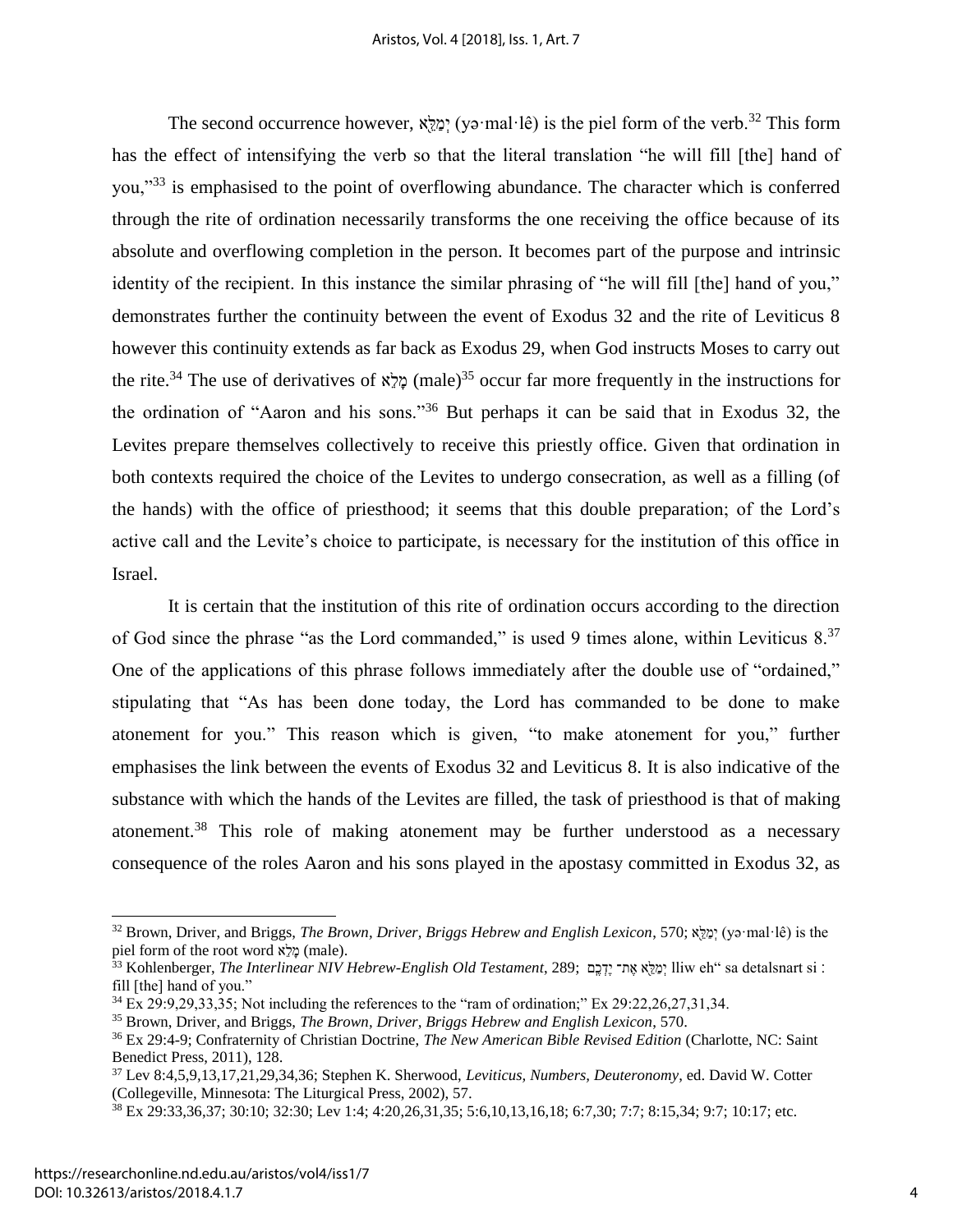The second occurrence however, יְמַלֵּא (yə·mal·lê) is the piel form of the verb.[32] This form has the effect of intensifying the verb so that the literal translation "he will fill [the] hand of you,"[33] is emphasised to the point of overflowing abundance. The character which is conferred through the rite of ordination necessarily transforms the one receiving the office because of its absolute and overflowing completion in the person. It becomes part of the purpose and intrinsic identity of the recipient. In this instance the similar phrasing of "he will fill [the] hand of you," demonstrates further the continuity between the event of Exodus 32 and the rite of Leviticus 8 however this continuity extends as far back as Exodus 29, when God instructs Moses to carry out the rite.[34] The use of derivatives of מָלֵא (male)[35] occur far more frequently in the instructions for the ordination of "Aaron and his sons."[36] But perhaps it can be said that in Exodus 32, the Levites prepare themselves collectively to receive this priestly office. Given that ordination in both contexts required the choice of the Levites to undergo consecration, as well as a filling (of the hands) with the office of priesthood; it seems that this double preparation; of the Lord's active call and the Levite's choice to participate, is necessary for the institution of this office in Israel.

It is certain that the institution of this rite of ordination occurs according to the direction of God since the phrase "as the Lord commanded," is used 9 times alone, within Leviticus 8.[37] One of the applications of this phrase follows immediately after the double use of "ordained," stipulating that "As has been done today, the Lord has commanded to be done to make atonement for you." This reason which is given, "to make atonement for you," further emphasises the link between the events of Exodus 32 and Leviticus 8. It is also indicative of the substance with which the hands of the Levites are filled, the task of priesthood is that of making atonement.[38] This role of making atonement may be further understood as a necessary consequence of the roles Aaron and his sons played in the apostasy committed in Exodus 32, as

---

[32] Brown, Driver, and Briggs, *The Brown, Driver, Briggs Hebrew and English Lexicon*, 570; יְמַלֵּא (yə·mal·lê) is the piel form of the root word מָלֵא (male).

[33] Kohlenberger, *The Interlinear NIV Hebrew-English Old Testament*, 289; יְמַלֵּא אֶת־ יֶדְכֶם is translated as "he will fill [the] hand of you."

[34] Ex 29:9,29,33,35; Not including the references to the "ram of ordination;" Ex 29:22,26,27,31,34.

[35] Brown, Driver, and Briggs, *The Brown, Driver, Briggs Hebrew and English Lexicon*, 570.

[36] Ex 29:4-9; Confraternity of Christian Doctrine, *The New American Bible Revised Edition* (Charlotte, NC: Saint Benedict Press, 2011), 128.

[37] Lev 8:4,5,9,13,17,21,29,34,36; Stephen K. Sherwood, *Leviticus, Numbers, Deuteronomy*, ed. David W. Cotter (Collegeville, Minnesota: The Liturgical Press, 2002), 57.

[38] Ex 29:33,36,37; 30:10; 32:30; Lev 1:4; 4:20,26,31,35; 5:6,10,13,16,18; 6:7,30; 7:7; 8:15,34; 9:7; 10:17; etc.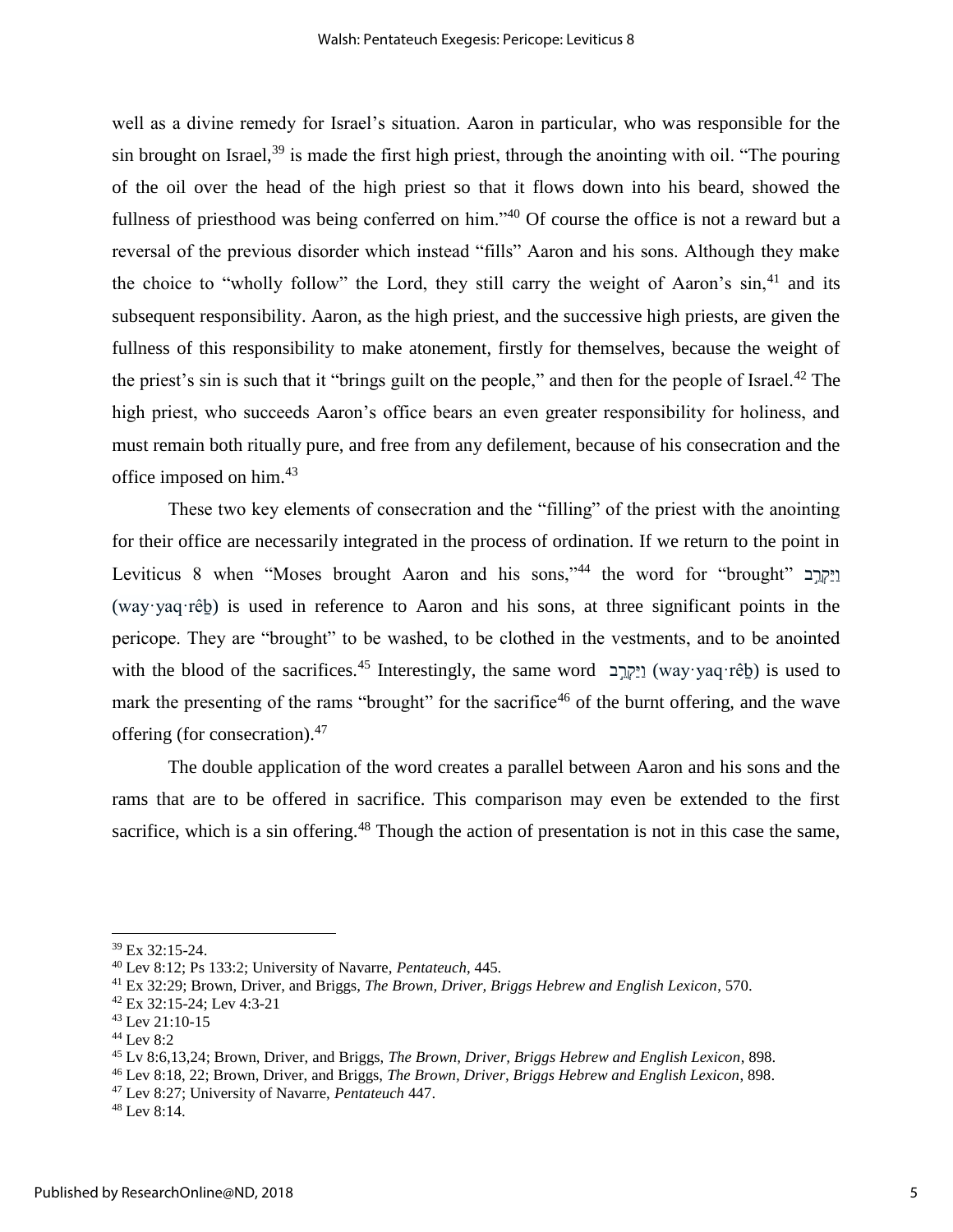well as a divine remedy for Israel's situation. Aaron in particular, who was responsible for the sin brought on Israel,[39] is made the first high priest, through the anointing with oil. "The pouring of the oil over the head of the high priest so that it flows down into his beard, showed the fullness of priesthood was being conferred on him."[40] Of course the office is not a reward but a reversal of the previous disorder which instead "fills" Aaron and his sons. Although they make the choice to "wholly follow" the Lord, they still carry the weight of Aaron's sin,[41] and its subsequent responsibility. Aaron, as the high priest, and the successive high priests, are given the fullness of this responsibility to make atonement, firstly for themselves, because the weight of the priest's sin is such that it "brings guilt on the people," and then for the people of Israel.[42] The high priest, who succeeds Aaron's office bears an even greater responsibility for holiness, and must remain both ritually pure, and free from any defilement, because of his consecration and the office imposed on him.[43]

These two key elements of consecration and the "filling" of the priest with the anointing for their office are necessarily integrated in the process of ordination. If we return to the point in Leviticus 8 when "Moses brought Aaron and his sons,"[44] the word for "brought" וַיַּקְרֵ֤ב (way·yaq·rêḇ) is used in reference to Aaron and his sons, at three significant points in the pericope. They are "brought" to be washed, to be clothed in the vestments, and to be anointed with the blood of the sacrifices.[45] Interestingly, the same word וַיַּקְרֵ֤ב (way·yaq·rêḇ) is used to mark the presenting of the rams "brought" for the sacrifice[46] of the burnt offering, and the wave offering (for consecration).[47]

The double application of the word creates a parallel between Aaron and his sons and the rams that are to be offered in sacrifice. This comparison may even be extended to the first sacrifice, which is a sin offering.[48] Though the action of presentation is not in this case the same,

---

[39] Ex 32:15-24.

[40] Lev 8:12; Ps 133:2; University of Navarre, *Pentateuch*, 445.

[41] Ex 32:29; Brown, Driver, and Briggs, *The Brown, Driver, Briggs Hebrew and English Lexicon*, 570.

[42] Ex 32:15-24; Lev 4:3-21

[43] Lev 21:10-15

[44] Lev 8:2

[45] Lv 8:6,13,24; Brown, Driver, and Briggs, *The Brown, Driver, Briggs Hebrew and English Lexicon*, 898.

[46] Lev 8:18, 22; Brown, Driver, and Briggs, *The Brown, Driver, Briggs Hebrew and English Lexicon*, 898.

[47] Lev 8:27; University of Navarre, *Pentateuch* 447.

[48] Lev 8:14.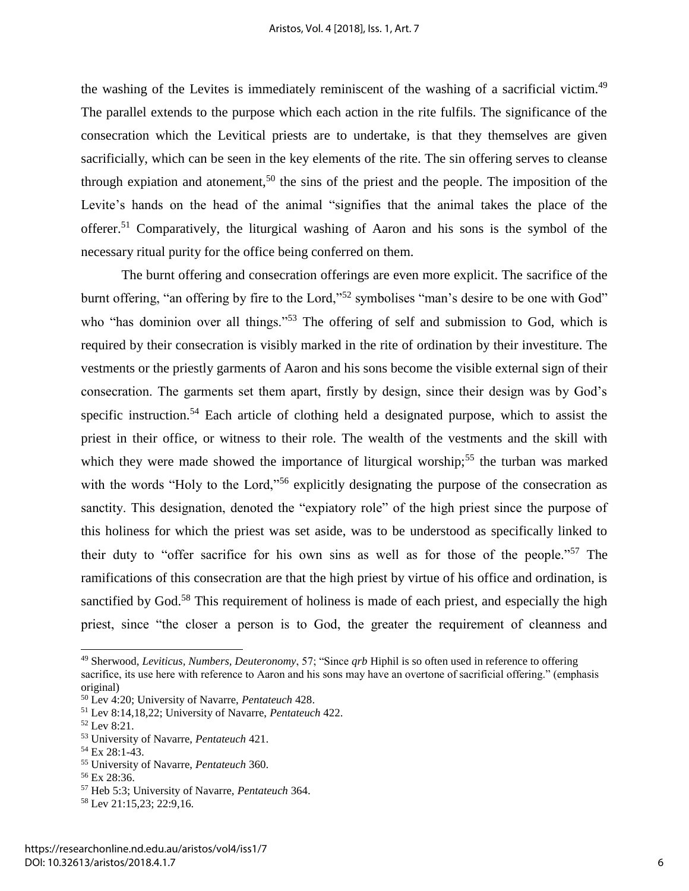the washing of the Levites is immediately reminiscent of the washing of a sacrificial victim.[49] The parallel extends to the purpose which each action in the rite fulfils. The significance of the consecration which the Levitical priests are to undertake, is that they themselves are given sacrificially, which can be seen in the key elements of the rite. The sin offering serves to cleanse through expiation and atonement,[50] the sins of the priest and the people. The imposition of the Levite's hands on the head of the animal "signifies that the animal takes the place of the offerer.[51] Comparatively, the liturgical washing of Aaron and his sons is the symbol of the necessary ritual purity for the office being conferred on them.

The burnt offering and consecration offerings are even more explicit. The sacrifice of the burnt offering, "an offering by fire to the Lord,"[52] symbolises "man's desire to be one with God" who "has dominion over all things."[53] The offering of self and submission to God, which is required by their consecration is visibly marked in the rite of ordination by their investiture. The vestments or the priestly garments of Aaron and his sons become the visible external sign of their consecration. The garments set them apart, firstly by design, since their design was by God's specific instruction.[54] Each article of clothing held a designated purpose, which to assist the priest in their office, or witness to their role. The wealth of the vestments and the skill with which they were made showed the importance of liturgical worship;[55] the turban was marked with the words "Holy to the Lord,"[56] explicitly designating the purpose of the consecration as sanctity. This designation, denoted the "expiatory role" of the high priest since the purpose of this holiness for which the priest was set aside, was to be understood as specifically linked to their duty to "offer sacrifice for his own sins as well as for those of the people."[57] The ramifications of this consecration are that the high priest by virtue of his office and ordination, is sanctified by God.[58] This requirement of holiness is made of each priest, and especially the high priest, since "the closer a person is to God, the greater the requirement of cleanness and

---

[49] Sherwood, *Leviticus, Numbers, Deuteronomy*, 57; "Since *qrb* Hiphil is so often used in reference to offering sacrifice, its use here with reference to Aaron and his sons may have an overtone of sacrificial offering." (emphasis original)

[50] Lev 4:20; University of Navarre, *Pentateuch* 428.

[51] Lev 8:14,18,22; University of Navarre, *Pentateuch* 422.

[52] Lev 8:21.

[53] University of Navarre, *Pentateuch* 421.

[54] Ex 28:1-43.

[55] University of Navarre, *Pentateuch* 360.

[56] Ex 28:36.

[57] Heb 5:3; University of Navarre, *Pentateuch* 364.

[58] Lev 21:15,23; 22:9,16.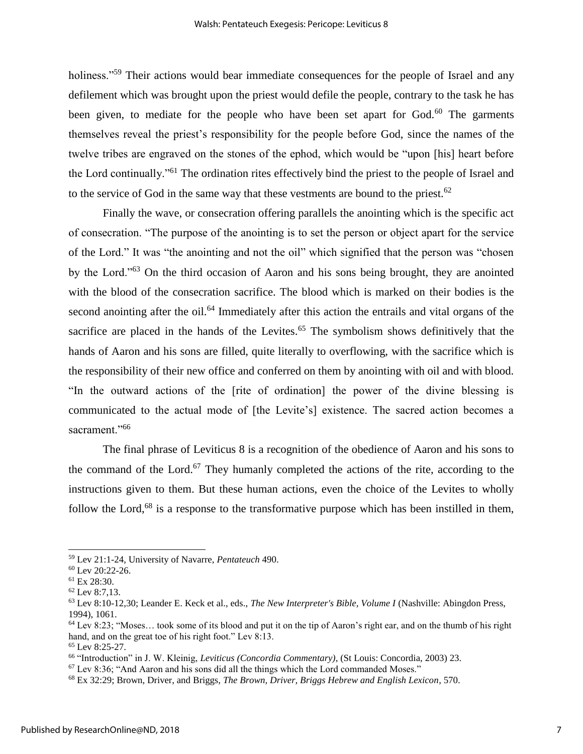holiness."[59] Their actions would bear immediate consequences for the people of Israel and any defilement which was brought upon the priest would defile the people, contrary to the task he has been given, to mediate for the people who have been set apart for God.[60] The garments themselves reveal the priest's responsibility for the people before God, since the names of the twelve tribes are engraved on the stones of the ephod, which would be "upon [his] heart before the Lord continually."[61] The ordination rites effectively bind the priest to the people of Israel and to the service of God in the same way that these vestments are bound to the priest.[62]

Finally the wave, or consecration offering parallels the anointing which is the specific act of consecration. "The purpose of the anointing is to set the person or object apart for the service of the Lord." It was "the anointing and not the oil" which signified that the person was "chosen by the Lord."[63] On the third occasion of Aaron and his sons being brought, they are anointed with the blood of the consecration sacrifice. The blood which is marked on their bodies is the second anointing after the oil.[64] Immediately after this action the entrails and vital organs of the sacrifice are placed in the hands of the Levites.[65] The symbolism shows definitively that the hands of Aaron and his sons are filled, quite literally to overflowing, with the sacrifice which is the responsibility of their new office and conferred on them by anointing with oil and with blood. "In the outward actions of the [rite of ordination] the power of the divine blessing is communicated to the actual mode of [the Levite's] existence. The sacred action becomes a sacrament."[66]

The final phrase of Leviticus 8 is a recognition of the obedience of Aaron and his sons to the command of the Lord.[67] They humanly completed the actions of the rite, according to the instructions given to them. But these human actions, even the choice of the Levites to wholly follow the Lord,[68] is a response to the transformative purpose which has been instilled in them,

---

[59] Lev 21:1-24, University of Navarre, *Pentateuch* 490.

[60] Lev 20:22-26.

[61] Ex 28:30.

[62] Lev 8:7,13.

[63] Lev 8:10-12,30; Leander E. Keck et al., eds., *The New Interpreter's Bible, Volume I* (Nashville: Abingdon Press, 1994), 1061.

[64] Lev 8:23; "Moses… took some of its blood and put it on the tip of Aaron's right ear, and on the thumb of his right hand, and on the great toe of his right foot." Lev 8:13.

[65] Lev 8:25-27.

[66] "Introduction" in J. W. Kleinig, *Leviticus (Concordia Commentary)*, (St Louis: Concordia, 2003) 23.

[67] Lev 8:36; "And Aaron and his sons did all the things which the Lord commanded Moses."

[68] Ex 32:29; Brown, Driver, and Briggs, *The Brown, Driver, Briggs Hebrew and English Lexicon*, 570.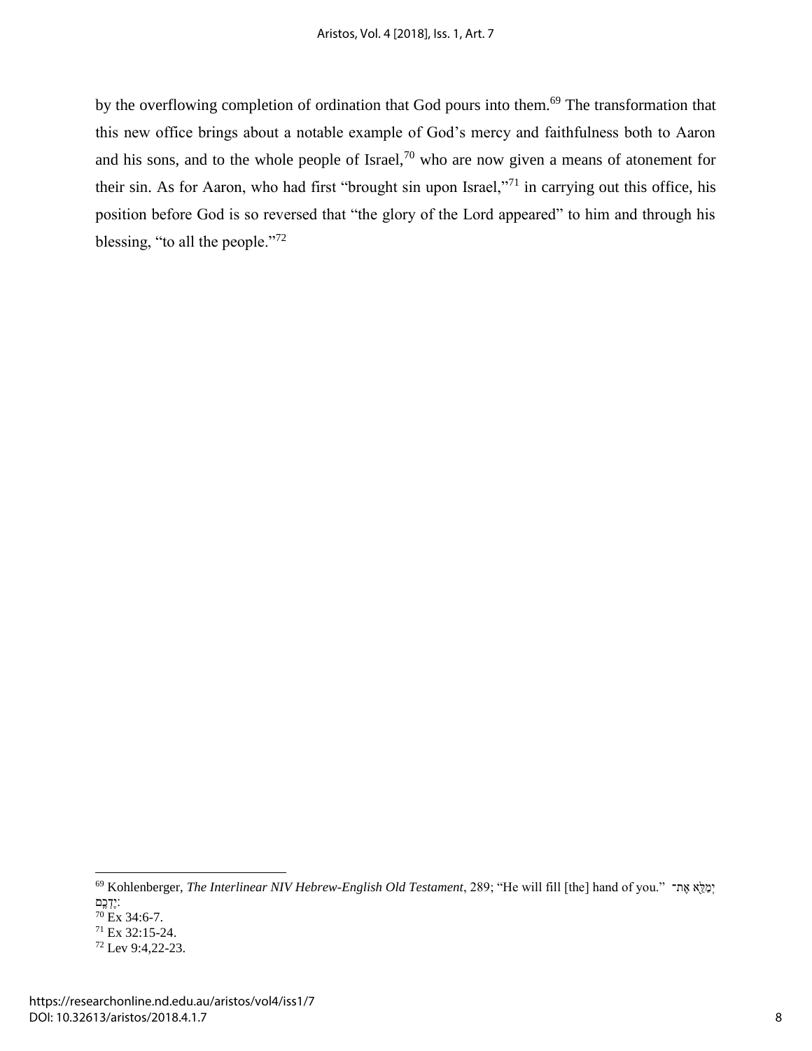by the overflowing completion of ordination that God pours into them.[69] The transformation that this new office brings about a notable example of God's mercy and faithfulness both to Aaron and his sons, and to the whole people of Israel,[70] who are now given a means of atonement for their sin. As for Aaron, who had first "brought sin upon Israel,"[71] in carrying out this office, his position before God is so reversed that "the glory of the Lord appeared" to him and through his blessing, "to all the people."[72]

---

[69] Kohlenberger, *The Interlinear NIV Hebrew-English Old Testament*, 289; "He will fill [the] hand of you." יְמַלֵּא אֶת־יֶדְכֶם׃

[70] Ex 34:6-7.

[71] Ex 32:15-24.

[72] Lev 9:4,22-23.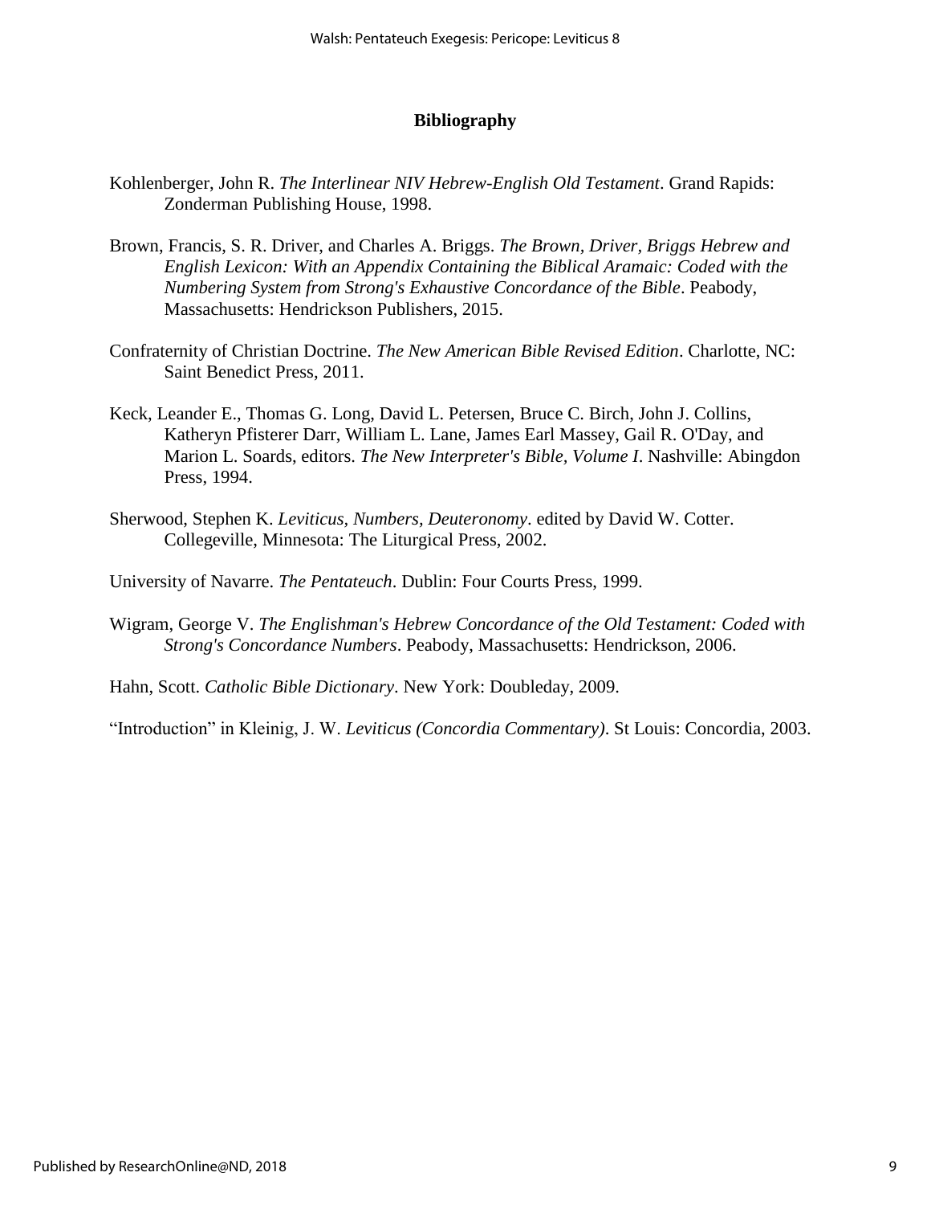## Bibliography

Kohlenberger, John R. *The Interlinear NIV Hebrew-English Old Testament*. Grand Rapids: Zonderman Publishing House, 1998.

Brown, Francis, S. R. Driver, and Charles A. Briggs. *The Brown, Driver, Briggs Hebrew and English Lexicon: With an Appendix Containing the Biblical Aramaic: Coded with the Numbering System from Strong's Exhaustive Concordance of the Bible*. Peabody, Massachusetts: Hendrickson Publishers, 2015.

Confraternity of Christian Doctrine. *The New American Bible Revised Edition*. Charlotte, NC: Saint Benedict Press, 2011.

Keck, Leander E., Thomas G. Long, David L. Petersen, Bruce C. Birch, John J. Collins, Katheryn Pfisterer Darr, William L. Lane, James Earl Massey, Gail R. O'Day, and Marion L. Soards, editors. *The New Interpreter's Bible, Volume I*. Nashville: Abingdon Press, 1994.

Sherwood, Stephen K. *Leviticus, Numbers, Deuteronomy*. edited by David W. Cotter. Collegeville, Minnesota: The Liturgical Press, 2002.

University of Navarre. *The Pentateuch*. Dublin: Four Courts Press, 1999.

Wigram, George V. *The Englishman's Hebrew Concordance of the Old Testament: Coded with Strong's Concordance Numbers*. Peabody, Massachusetts: Hendrickson, 2006.

Hahn, Scott. *Catholic Bible Dictionary*. New York: Doubleday, 2009.

"Introduction" in Kleinig, J. W. *Leviticus (Concordia Commentary)*. St Louis: Concordia, 2003.